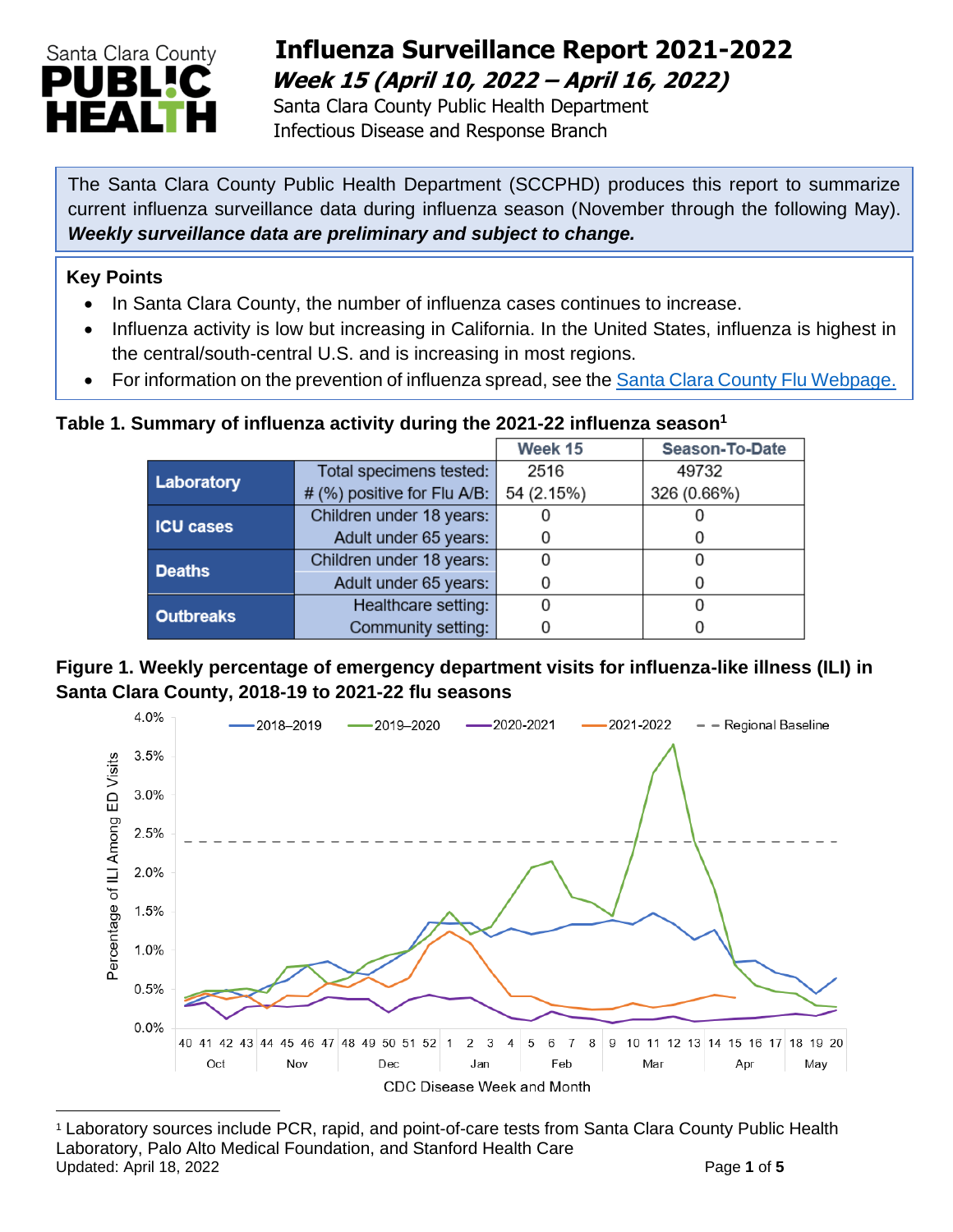# Influenza Surveillance Report 2021-2022

## *Week 15 (April 10, 2022 – April 16, 2022)*

Santa Clara County Public Health Department
Infectious Disease and Response Branch

The Santa Clara County Public Health Department (SCCPHD) produces this report to summarize current influenza surveillance data during influenza season (November through the following May). ***Weekly surveillance data are preliminary and subject to change.***

**Key Points**

- In Santa Clara County, the number of influenza cases continues to increase.
- Influenza activity is low but increasing in California. In the United States, influenza is highest in the central/south-central U.S. and is increasing in most regions.
- For information on the prevention of influenza spread, see the Santa Clara County Flu Webpage.

**Table 1. Summary of influenza activity during the 2021-22 influenza season[1]**

| | | Week 15 | Season-To-Date |
|---|---|---|---|
| Laboratory | Total specimens tested: | 2516 | 49732 |
| | # (%) positive for Flu A/B: | 54 (2.15%) | 326 (0.66%) |
| ICU cases | Children under 18 years: | 0 | 0 |
| | Adult under 65 years: | 0 | 0 |
| Deaths | Children under 18 years: | 0 | 0 |
| | Adult under 65 years: | 0 | 0 |
| Outbreaks | Healthcare setting: | 0 | 0 |
| | Community setting: | 0 | 0 |

**Figure 1. Weekly percentage of emergency department visits for influenza-like illness (ILI) in Santa Clara County, 2018-19 to 2021-22 flu seasons**

[1] Laboratory sources include PCR, rapid, and point-of-care tests from Santa Clara County Public Health Laboratory, Palo Alto Medical Foundation, and Stanford Health Care

Updated: April 18, 2022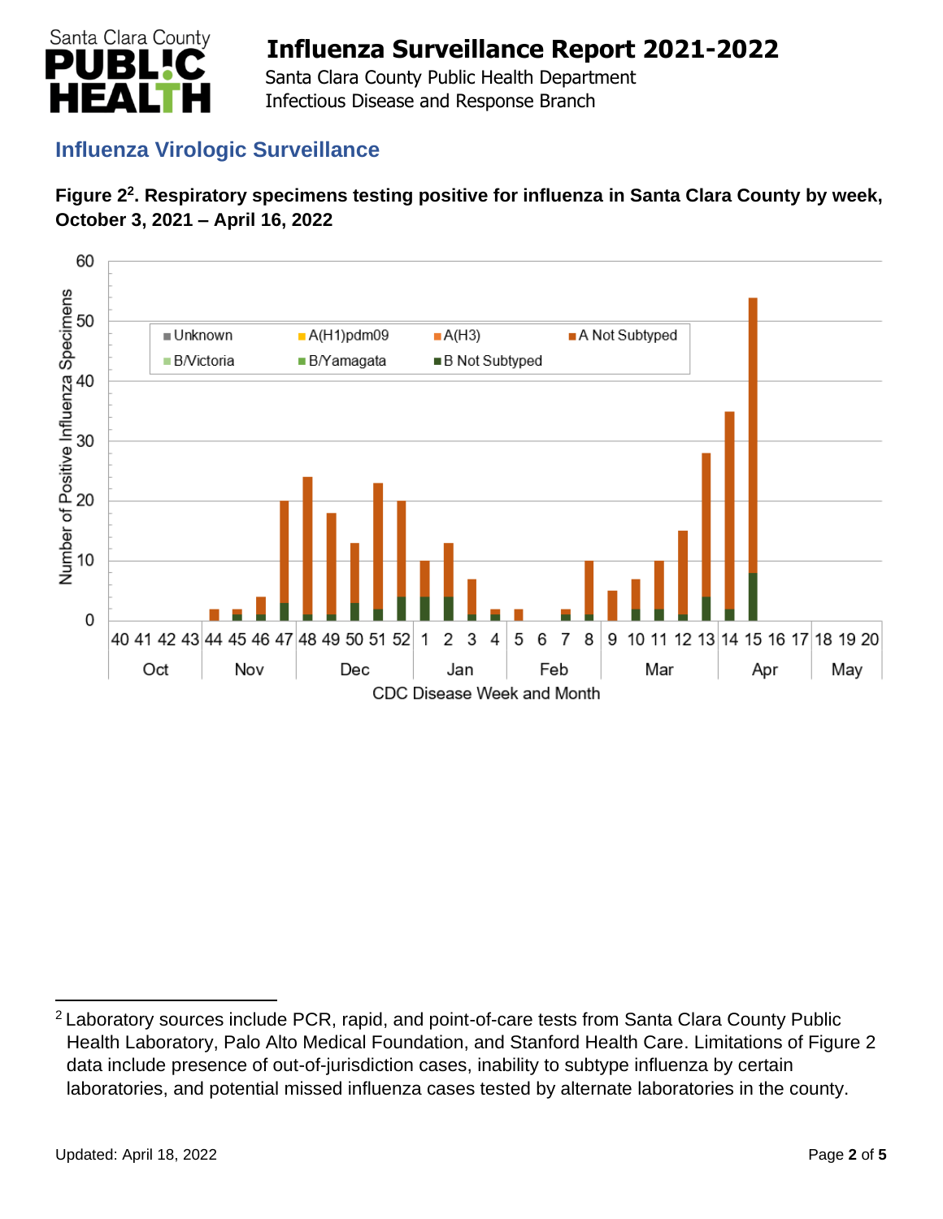# Influenza Surveillance Report 2021-2022

Santa Clara County Public Health Department
Infectious Disease and Response Branch

## Influenza Virologic Surveillance

**Figure 2[2]. Respiratory specimens testing positive for influenza in Santa Clara County by week, October 3, 2021 – April 16, 2022**

[2] Laboratory sources include PCR, rapid, and point-of-care tests from Santa Clara County Public Health Laboratory, Palo Alto Medical Foundation, and Stanford Health Care. Limitations of Figure 2 data include presence of out-of-jurisdiction cases, inability to subtype influenza by certain laboratories, and potential missed influenza cases tested by alternate laboratories in the county.

Updated: April 18, 2022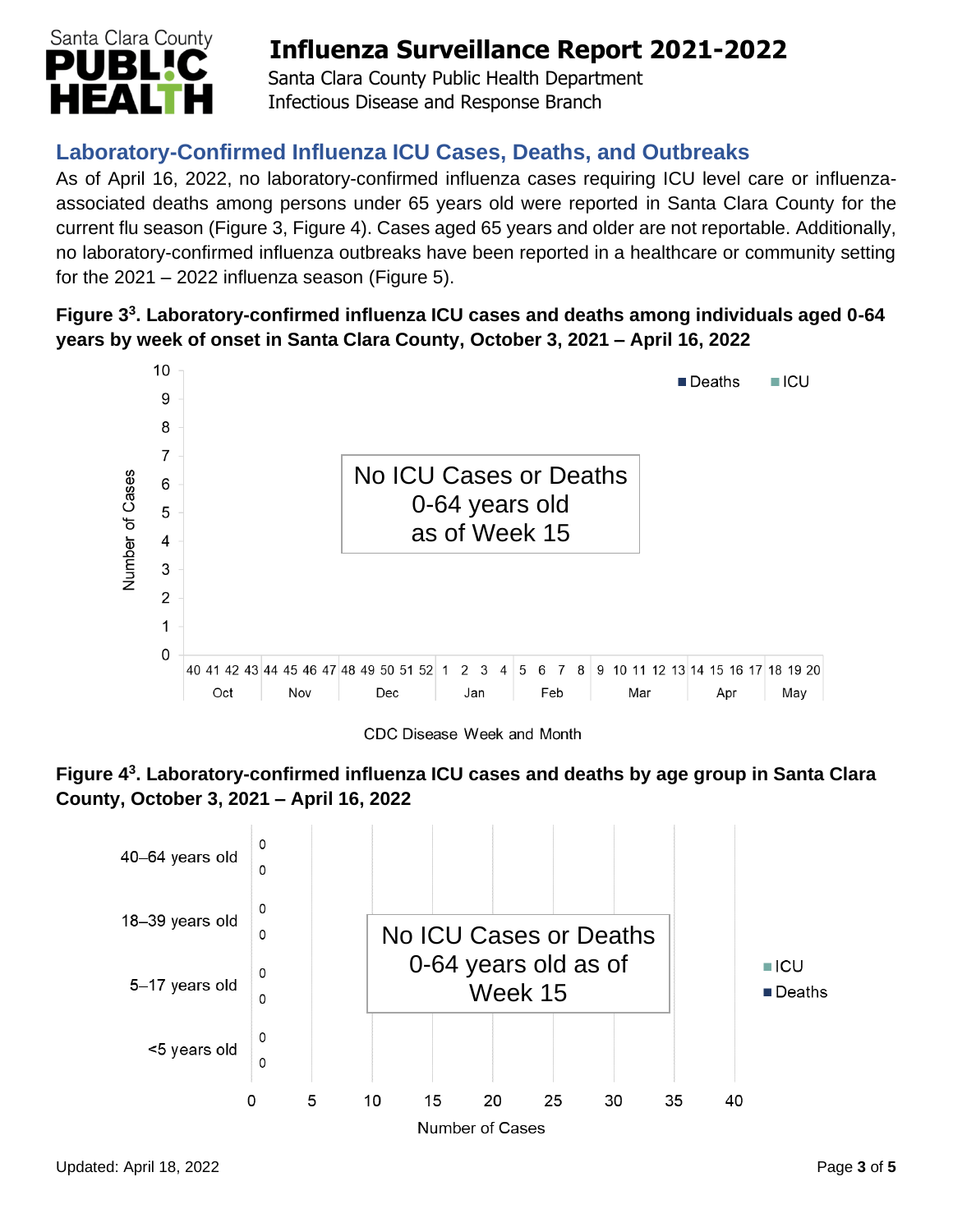## Laboratory-Confirmed Influenza ICU Cases, Deaths, and Outbreaks

As of April 16, 2022, no laboratory-confirmed influenza cases requiring ICU level care or influenza-associated deaths among persons under 65 years old were reported in Santa Clara County for the current flu season (Figure 3, Figure 4). Cases aged 65 years and older are not reportable. Additionally, no laboratory-confirmed influenza outbreaks have been reported in a healthcare or community setting for the 2021 – 2022 influenza season (Figure 5).

**Figure 3[3]. Laboratory-confirmed influenza ICU cases and deaths among individuals aged 0-64 years by week of onset in Santa Clara County, October 3, 2021 – April 16, 2022**

No ICU Cases or Deaths 0-64 years old as of Week 15

**Figure 4[3]. Laboratory-confirmed influenza ICU cases and deaths by age group in Santa Clara County, October 3, 2021 – April 16, 2022**

| Age group | ICU | Deaths |
|---|---|---|
| 40–64 years old | 0 | 0 |
| 18–39 years old | 0 | 0 |
| 5–17 years old | 0 | 0 |
| <5 years old | 0 | 0 |

No ICU Cases or Deaths 0-64 years old as of Week 15

Updated: April 18, 2022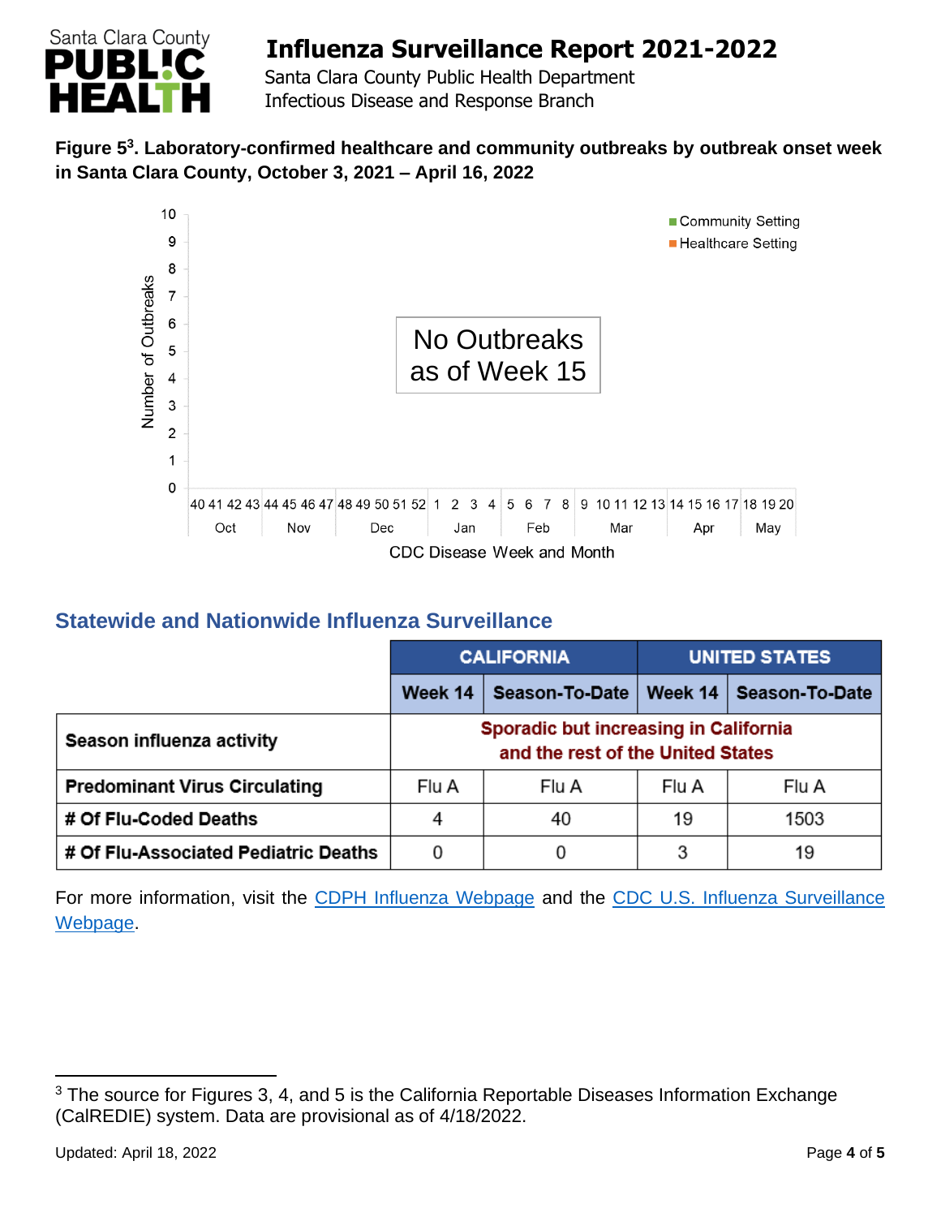**Figure 5[3]. Laboratory-confirmed healthcare and community outbreaks by outbreak onset week in Santa Clara County, October 3, 2021 – April 16, 2022**

No Outbreaks as of Week 15

## Statewide and Nationwide Influenza Surveillance

| | CALIFORNIA | | UNITED STATES | |
|---|---|---|---|---|
| | Week 14 | Season-To-Date | Week 14 | Season-To-Date |
| **Season influenza activity** | Sporadic but increasing in California and the rest of the United States | | | |
| **Predominant Virus Circulating** | Flu A | Flu A | Flu A | Flu A |
| **# Of Flu-Coded Deaths** | 4 | 40 | 19 | 1503 |
| **# Of Flu-Associated Pediatric Deaths** | 0 | 0 | 3 | 19 |

For more information, visit the CDPH Influenza Webpage and the CDC U.S. Influenza Surveillance Webpage.

[3] The source for Figures 3, 4, and 5 is the California Reportable Diseases Information Exchange (CalREDIE) system. Data are provisional as of 4/18/2022.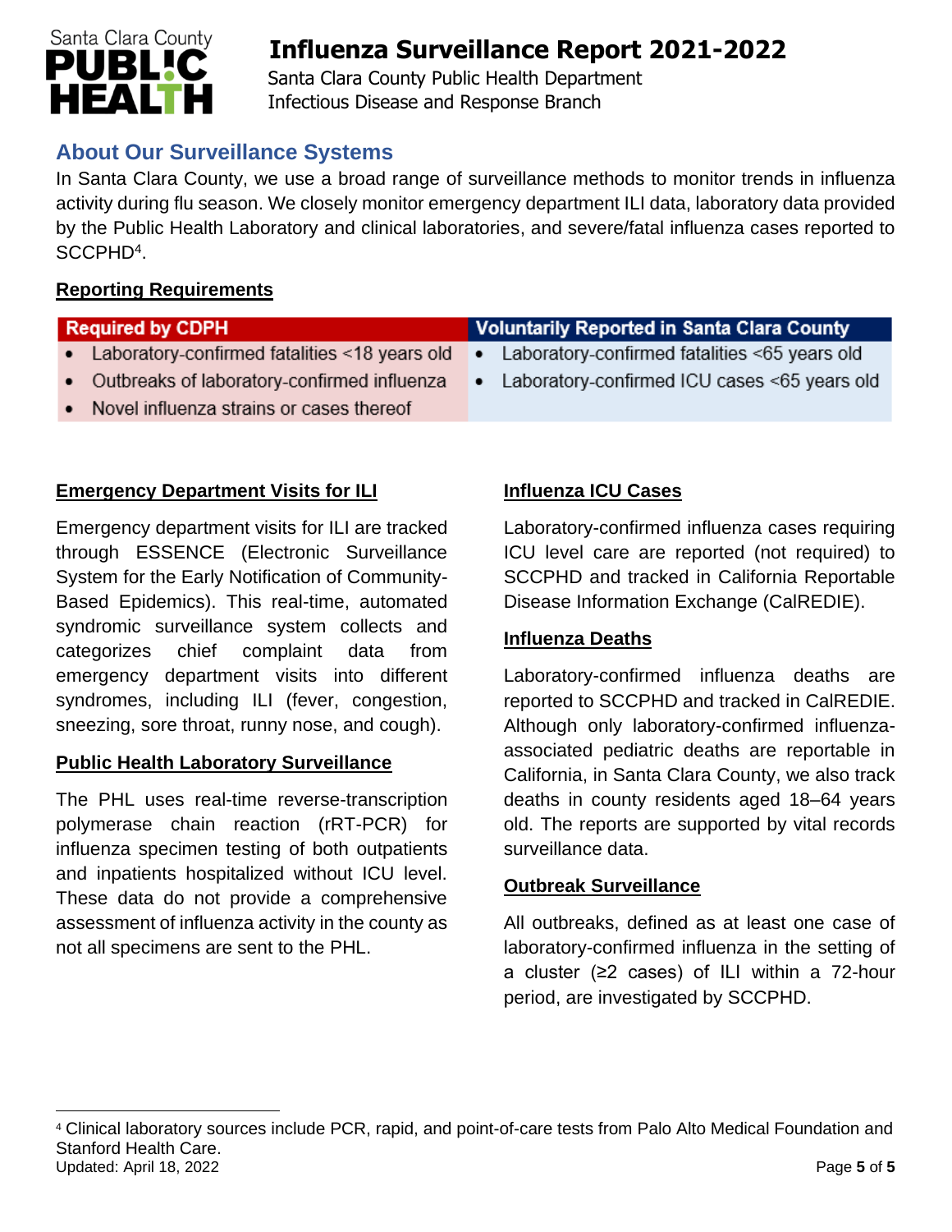# Influenza Surveillance Report 2021-2022

Santa Clara County Public Health Department
Infectious Disease and Response Branch

## About Our Surveillance Systems

In Santa Clara County, we use a broad range of surveillance methods to monitor trends in influenza activity during flu season. We closely monitor emergency department ILI data, laboratory data provided by the Public Health Laboratory and clinical laboratories, and severe/fatal influenza cases reported to SCCPHD[4].

### Reporting Requirements

| Required by CDPH | Voluntarily Reported in Santa Clara County |
|---|---|
| • Laboratory-confirmed fatalities <18 years old | • Laboratory-confirmed fatalities <65 years old |
| • Outbreaks of laboratory-confirmed influenza | • Laboratory-confirmed ICU cases <65 years old |
| • Novel influenza strains or cases thereof | |

### Emergency Department Visits for ILI

Emergency department visits for ILI are tracked through ESSENCE (Electronic Surveillance System for the Early Notification of Community-Based Epidemics). This real-time, automated syndromic surveillance system collects and categorizes chief complaint data from emergency department visits into different syndromes, including ILI (fever, congestion, sneezing, sore throat, runny nose, and cough).

### Public Health Laboratory Surveillance

The PHL uses real-time reverse-transcription polymerase chain reaction (rRT-PCR) for influenza specimen testing of both outpatients and inpatients hospitalized without ICU level. These data do not provide a comprehensive assessment of influenza activity in the county as not all specimens are sent to the PHL.

### Influenza ICU Cases

Laboratory-confirmed influenza cases requiring ICU level care are reported (not required) to SCCPHD and tracked in California Reportable Disease Information Exchange (CalREDIE).

### Influenza Deaths

Laboratory-confirmed influenza deaths are reported to SCCPHD and tracked in CalREDIE. Although only laboratory-confirmed influenza-associated pediatric deaths are reportable in California, in Santa Clara County, we also track deaths in county residents aged 18–64 years old. The reports are supported by vital records surveillance data.

### Outbreak Surveillance

All outbreaks, defined as at least one case of laboratory-confirmed influenza in the setting of a cluster (≥2 cases) of ILI within a 72-hour period, are investigated by SCCPHD.

---

[4] Clinical laboratory sources include PCR, rapid, and point-of-care tests from Palo Alto Medical Foundation and Stanford Health Care.

Updated: April 18, 2022